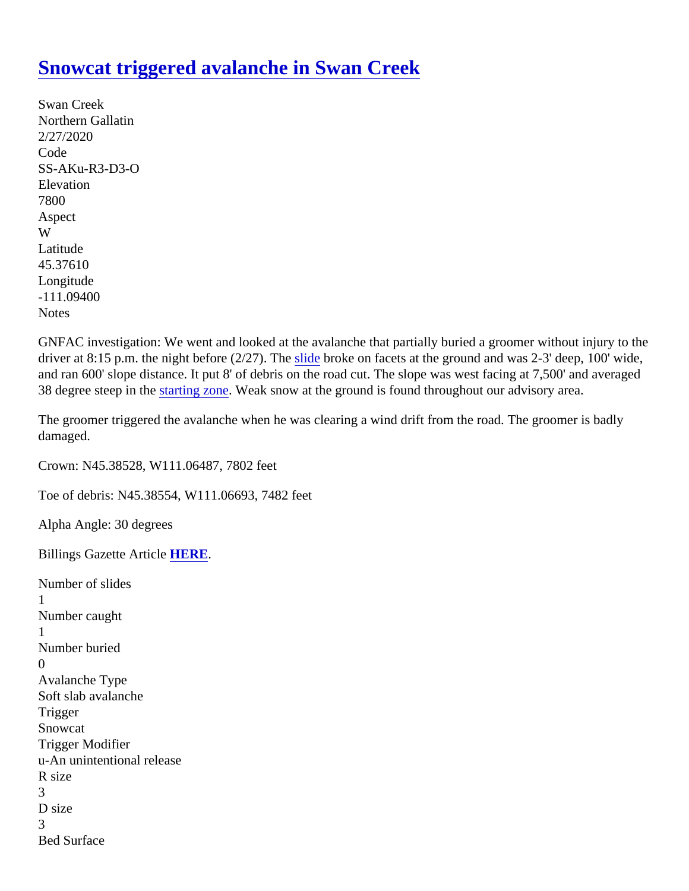# Snowcat triggered avalanche in Swan Creek

Swan Creek
Northern Gallatin
2/27/2020
Code
SS-AKu-R3-D3-O
Elevation
7800
Aspect
W
Latitude
45.37610
Longitude
-111.09400
Notes

GNFAC investigation: We went and looked at the avalanche that partially buried a groomer without injury to the driver at 8:15 p.m. the night before (2/27). The slide broke on facets at the ground and was 2-3' deep, 100' wide, and ran 600' slope distance. It put 8' of debris on the road cut. The slope was west facing at 7,500' and averaged 38 degree steep in the starting zone. Weak snow at the ground is found throughout our advisory area.

The groomer triggered the avalanche when he was clearing a wind drift from the road. The groomer is badly damaged.

Crown: N45.38528, W111.06487, 7802 feet

Toe of debris: N45.38554, W111.06693, 7482 feet

Alpha Angle: 30 degrees

Billings Gazette Article **HERE**.

Number of slides
1
Number caught
1
Number buried
0
Avalanche Type
Soft slab avalanche
Trigger
Snowcat
Trigger Modifier
u-An unintentional release
R size
3
D size
3
Bed Surface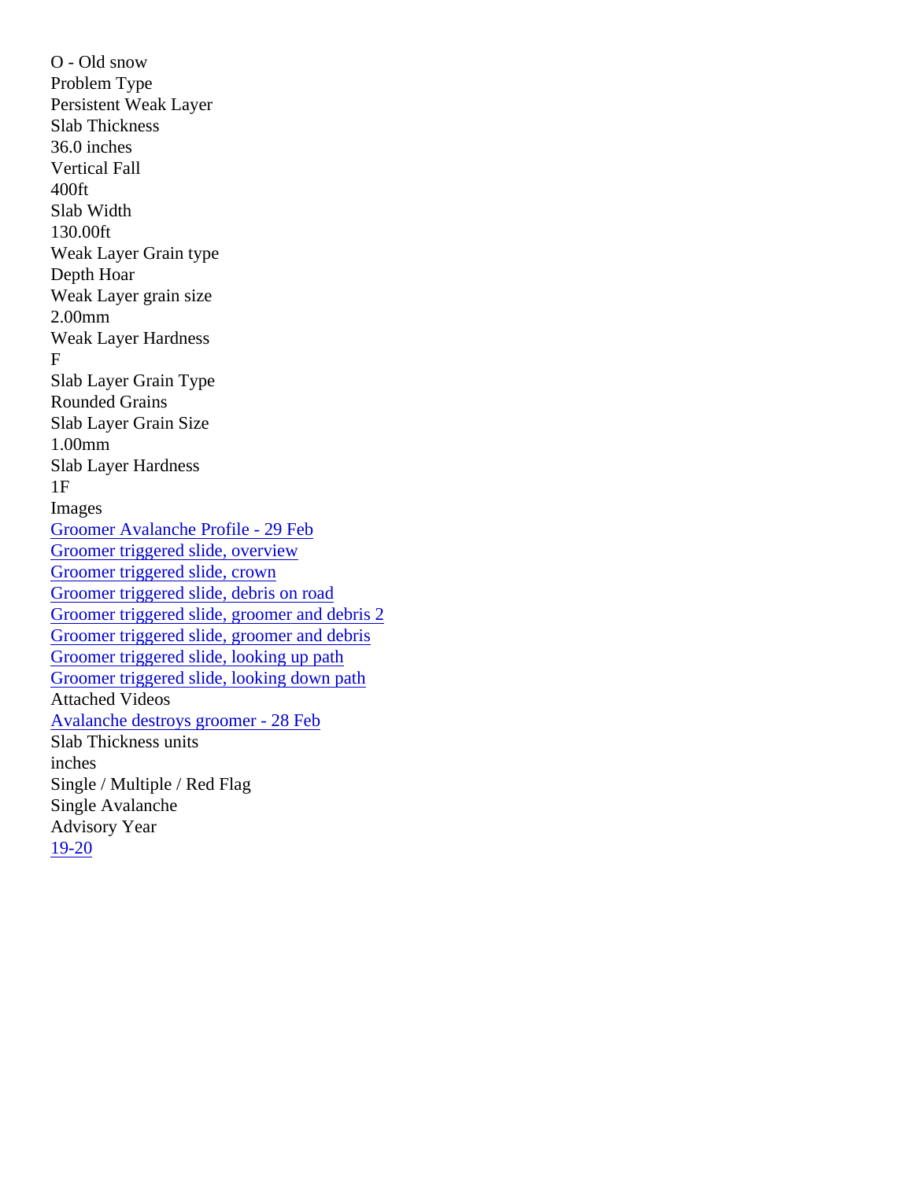O - Old snow
Problem Type
Persistent Weak Layer
Slab Thickness
36.0 inches
Vertical Fall
400ft
Slab Width
130.00ft
Weak Layer Grain type
Depth Hoar
Weak Layer grain size
2.00mm
Weak Layer Hardness
F
Slab Layer Grain Type
Rounded Grains
Slab Layer Grain Size
1.00mm
Slab Layer Hardness
1F
Images
Groomer Avalanche Profile - 29 Feb
Groomer triggered slide, overview
Groomer triggered slide, crown
Groomer triggered slide, debris on road
Groomer triggered slide, groomer and debris 2
Groomer triggered slide, groomer and debris
Groomer triggered slide, looking up path
Groomer triggered slide, looking down path
Attached Videos
Avalanche destroys groomer - 28 Feb
Slab Thickness units
inches
Single / Multiple / Red Flag
Single Avalanche
Advisory Year
19-20